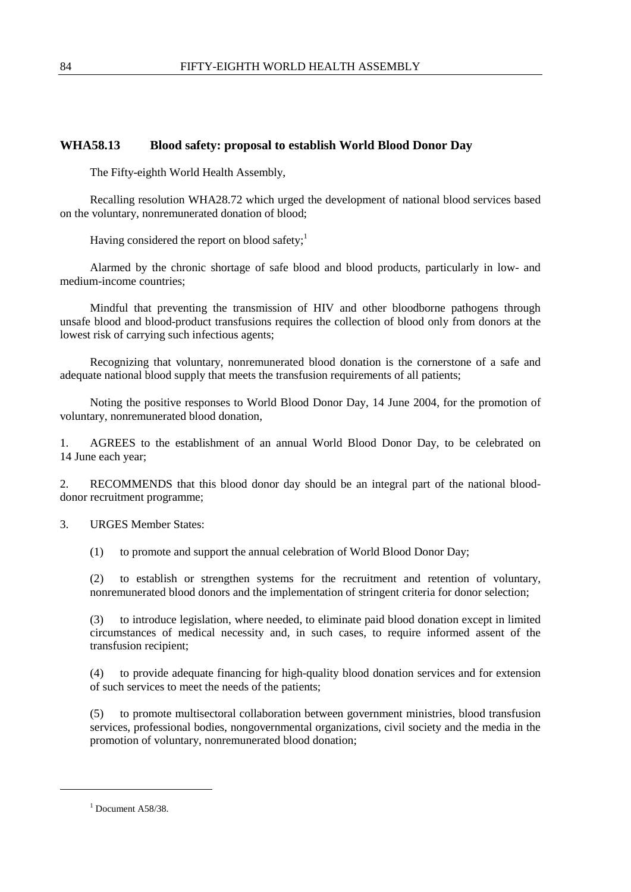## WHA58.13 Blood safety: proposal to establish World Blood Donor Day

The Fifty-eighth World Health Assembly,

Recalling resolution WHA28.72 which urged the development of national blood services based on the voluntary, nonremunerated donation of blood;

Having considered the report on blood safety;[1]

Alarmed by the chronic shortage of safe blood and blood products, particularly in low- and medium-income countries;

Mindful that preventing the transmission of HIV and other bloodborne pathogens through unsafe blood and blood-product transfusions requires the collection of blood only from donors at the lowest risk of carrying such infectious agents;

Recognizing that voluntary, nonremunerated blood donation is the cornerstone of a safe and adequate national blood supply that meets the transfusion requirements of all patients;

Noting the positive responses to World Blood Donor Day, 14 June 2004, for the promotion of voluntary, nonremunerated blood donation,

1. AGREES to the establishment of an annual World Blood Donor Day, to be celebrated on 14 June each year;

2. RECOMMENDS that this blood donor day should be an integral part of the national blood-donor recruitment programme;

3. URGES Member States:

   (1) to promote and support the annual celebration of World Blood Donor Day;

   (2) to establish or strengthen systems for the recruitment and retention of voluntary, nonremunerated blood donors and the implementation of stringent criteria for donor selection;

   (3) to introduce legislation, where needed, to eliminate paid blood donation except in limited circumstances of medical necessity and, in such cases, to require informed assent of the transfusion recipient;

   (4) to provide adequate financing for high-quality blood donation services and for extension of such services to meet the needs of the patients;

   (5) to promote multisectoral collaboration between government ministries, blood transfusion services, professional bodies, nongovernmental organizations, civil society and the media in the promotion of voluntary, nonremunerated blood donation;

---

[1] Document A58/38.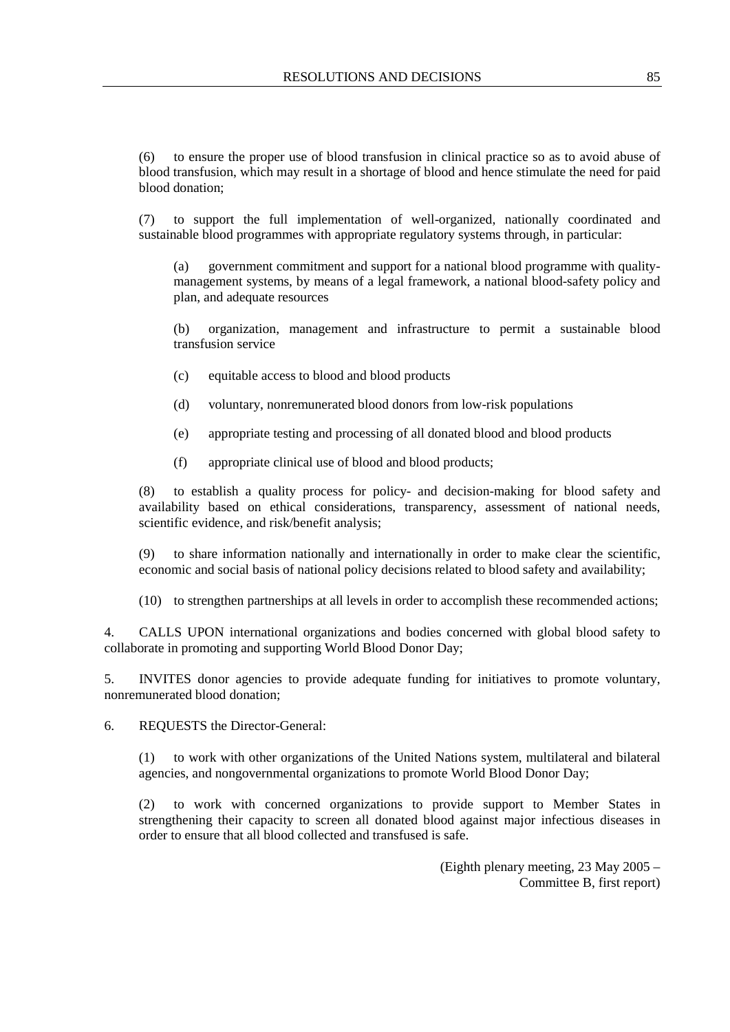(6) to ensure the proper use of blood transfusion in clinical practice so as to avoid abuse of blood transfusion, which may result in a shortage of blood and hence stimulate the need for paid blood donation;

(7) to support the full implementation of well-organized, nationally coordinated and sustainable blood programmes with appropriate regulatory systems through, in particular:

> (a) government commitment and support for a national blood programme with quality-management systems, by means of a legal framework, a national blood-safety policy and plan, and adequate resources
>
> (b) organization, management and infrastructure to permit a sustainable blood transfusion service
>
> (c) equitable access to blood and blood products
>
> (d) voluntary, nonremunerated blood donors from low-risk populations
>
> (e) appropriate testing and processing of all donated blood and blood products
>
> (f) appropriate clinical use of blood and blood products;

(8) to establish a quality process for policy- and decision-making for blood safety and availability based on ethical considerations, transparency, assessment of national needs, scientific evidence, and risk/benefit analysis;

(9) to share information nationally and internationally in order to make clear the scientific, economic and social basis of national policy decisions related to blood safety and availability;

(10) to strengthen partnerships at all levels in order to accomplish these recommended actions;

4. CALLS UPON international organizations and bodies concerned with global blood safety to collaborate in promoting and supporting World Blood Donor Day;

5. INVITES donor agencies to provide adequate funding for initiatives to promote voluntary, nonremunerated blood donation;

6. REQUESTS the Director-General:

(1) to work with other organizations of the United Nations system, multilateral and bilateral agencies, and nongovernmental organizations to promote World Blood Donor Day;

(2) to work with concerned organizations to provide support to Member States in strengthening their capacity to screen all donated blood against major infectious diseases in order to ensure that all blood collected and transfused is safe.

(Eighth plenary meeting, 23 May 2005 –
Committee B, first report)